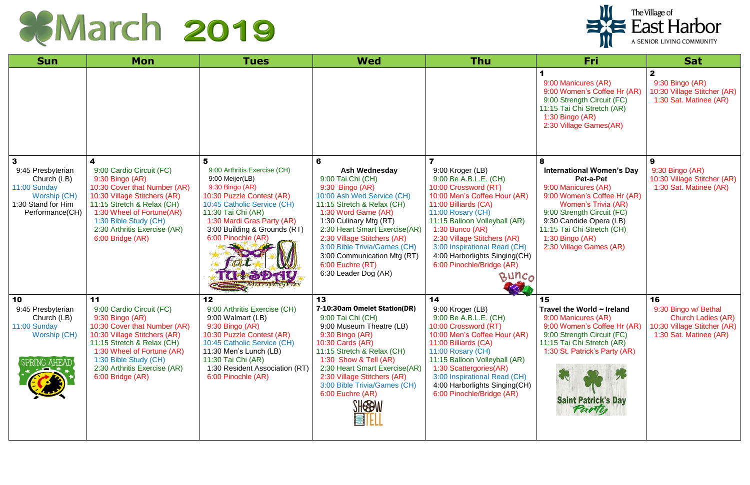# March 2019

The Village of East Harbor
A SENIOR LIVING COMMUNITY

| Sun | Mon | Tues | Wed | Thu | Fri | Sat |
|---|---|---|---|---|---|---|
| | | | | | **1**<br>9:00 Manicures (AR)<br>9:00 Women's Coffee Hr (AR)<br>9:00 Strength Circuit (FC)<br>11:15 Tai Chi Stretch (AR)<br>1:30 Bingo (AR)<br>2:30 Village Games(AR) | **2**<br>9:30 Bingo (AR)<br>10:30 Village Stitcher (AR)<br>1:30 Sat. Matinee (AR) |
| **3**<br>9:45 Presbyterian Church (LB)<br>11:00 Sunday Worship (CH)<br>1:30 Stand for Him Performance(CH) | **4**<br>9:00 Cardio Circuit (FC)<br>9:30 Bingo (AR)<br>10:30 Cover that Number (AR)<br>10:30 Village Stitchers (AR)<br>11:15 Stretch & Relax (CH)<br>1:30 Wheel of Fortune(AR)<br>1:30 Bible Study (CH)<br>2:30 Arthritis Exercise (AR)<br>6:00 Bridge (AR) | **5**<br>9:00 Arthritis Exercise (CH)<br>9:00 Meijer(LB)<br>9:30 Bingo (AR)<br>10:30 Puzzle Contest (AR)<br>10:45 Catholic Service (CH)<br>11:30 Tai Chi (AR)<br>1:30 Mardi Gras Party (AR)<br>3:00 Building & Grounds (RT)<br>6:00 Pinochle (AR)<br>fat Tuesday Mardi Gras | **6**<br>**Ash Wednesday**<br>9:00 Tai Chi (CH)<br>9:30 Bingo (AR)<br>10:00 Ash Wed Service (CH)<br>11:15 Stretch & Relax (CH)<br>1:30 Word Game (AR)<br>1:30 Culinary Mtg (RT)<br>2:30 Heart Smart Exercise(AR)<br>2:30 Village Stitchers (AR)<br>3:00 Bible Trivia/Games (CH)<br>3:00 Communication Mtg (RT)<br>6:00 Euchre (RT)<br>6:30 Leader Dog (AR) | **7**<br>9:00 Kroger (LB)<br>9:00 Be A.B.L.E. (CH)<br>10:00 Crossword (RT)<br>10:00 Men's Coffee Hour (AR)<br>11:00 Billiards (CA)<br>11:00 Rosary (CH)<br>11:15 Balloon Volleyball (AR)<br>1:30 Bunco (AR)<br>2:30 Village Stitchers (AR)<br>3:00 Inspirational Read (CH)<br>4:00 Harborlights Singing(CH)<br>6:00 Pinochle/Bridge (AR)<br>Bunco | **8**<br>**International Women's Day**<br>**Pet-a-Pet**<br>9:00 Manicures (AR)<br>9:00 Women's Coffee Hr (AR)<br>Women's Trivia (AR)<br>9:00 Strength Circuit (FC)<br>9:30 Candide Opera (LB)<br>11:15 Tai Chi Stretch (CH)<br>1:30 Bingo (AR)<br>2:30 Village Games (AR) | **9**<br>9:30 Bingo (AR)<br>10:30 Village Stitcher (AR)<br>1:30 Sat. Matinee (AR) |
| **10**<br>9:45 Presbyterian Church (LB)<br>11:00 Sunday Worship (CH)<br>SPRING AHEAD | **11**<br>9:00 Cardio Circuit (FC)<br>9:30 Bingo (AR)<br>10:30 Cover that Number (AR)<br>10:30 Village Stitchers (AR)<br>11:15 Stretch & Relax (CH)<br>1:30 Wheel of Fortune (AR)<br>1:30 Bible Study (CH)<br>2:30 Arthritis Exercise (AR)<br>6:00 Bridge (AR) | **12**<br>9:00 Arthritis Exercise (CH)<br>9:00 Walmart (LB)<br>9:30 Bingo (AR)<br>10:30 Puzzle Contest (AR)<br>10:45 Catholic Service (CH)<br>11:30 Men's Lunch (LB)<br>11:30 Tai Chi (AR)<br>1:30 Resident Association (RT)<br>6:00 Pinochle (AR) | **13**<br>**7-10:30am Omelet Station(DR)**<br>9:00 Tai Chi (CH)<br>9:00 Museum Theatre (LB)<br>9:30 Bingo (AR)<br>10:30 Cards (AR)<br>11:15 Stretch & Relax (CH)<br>1:30 Show & Tell (AR)<br>2:30 Heart Smart Exercise(AR)<br>2:30 Village Stitchers (AR)<br>3:00 Bible Trivia/Games (CH)<br>6:00 Euchre (AR)<br>SHOW TELL | **14**<br>9:00 Kroger (LB)<br>9:00 Be A.B.L.E. (CH)<br>10:00 Crossword (RT)<br>10:00 Men's Coffee Hour (AR)<br>11:00 Billiards (CA)<br>11:00 Rosary (CH)<br>11:15 Balloon Volleyball (AR)<br>1:30 Scattergories(AR)<br>3:00 Inspirational Read (CH)<br>4:00 Harborlights Singing(CH)<br>6:00 Pinochle/Bridge (AR) | **15**<br>**Travel the World ~ Ireland**<br>9:00 Manicures (AR)<br>9:00 Women's Coffee Hr (AR)<br>9:00 Strength Circuit (FC)<br>11:15 Tai Chi Stretch (AR)<br>1:30 St. Patrick's Party (AR)<br>Saint Patrick's Day Party | **16**<br>9:30 Bingo w/ Bethal Church Ladies (AR)<br>10:30 Village Stitcher (AR)<br>1:30 Sat. Matinee (AR) |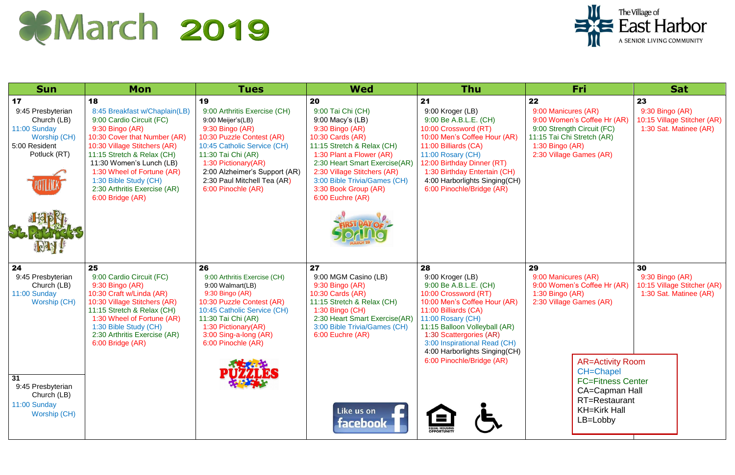# March 2019

The Village of East Harbor
A SENIOR LIVING COMMUNITY

| Sun | Mon | Tues | Wed | Thu | Fri | Sat |
|---|---|---|---|---|---|---|
| **17**<br>9:45 Presbyterian Church (LB)<br>11:00 Sunday Worship (CH)<br>5:00 Resident Potluck (RT)<br>POTLUCK<br>Happy St. Patrick's Day! | **18**<br>8:45 Breakfast w/Chaplain(LB)<br>9:00 Cardio Circuit (FC)<br>9:30 Bingo (AR)<br>10:30 Cover that Number (AR)<br>10:30 Village Stitchers (AR)<br>11:15 Stretch & Relax (CH)<br>11:30 Women's Lunch (LB)<br>1:30 Wheel of Fortune (AR)<br>1:30 Bible Study (CH)<br>2:30 Arthritis Exercise (AR)<br>6:00 Bridge (AR) | **19**<br>9:00 Arthritis Exercise (CH)<br>9:00 Meijer's(LB)<br>9:30 Bingo (AR)<br>10:30 Puzzle Contest (AR)<br>10:45 Catholic Service (CH)<br>11:30 Tai Chi (AR)<br>1:30 Pictionary(AR)<br>2:00 Alzheimer's Support (AR)<br>2:30 Paul Mitchell Tea (AR)<br>6:00 Pinochle (AR) | **20**<br>9:00 Tai Chi (CH)<br>9:00 Macy's (LB)<br>9:30 Bingo (AR)<br>10:30 Cards (AR)<br>11:15 Stretch & Relax (CH)<br>1:30 Plant a Flower (AR)<br>2:30 Heart Smart Exercise(AR)<br>2:30 Village Stitchers (AR)<br>3:00 Bible Trivia/Games (CH)<br>3:30 Book Group (AR)<br>6:00 Euchre (AR)<br>FIRST DAY OF Spring MARCH 20 | **21**<br>9:00 Kroger (LB)<br>9:00 Be A.B.L.E. (CH)<br>10:00 Crossword (RT)<br>10:00 Men's Coffee Hour (AR)<br>11:00 Billiards (CA)<br>11:00 Rosary (CH)<br>12:00 Birthday Dinner (RT)<br>1:30 Birthday Entertain (CH)<br>4:00 Harborlights Singing(CH)<br>6:00 Pinochle/Bridge (AR) | **22**<br>9:00 Manicures (AR)<br>9:00 Women's Coffee Hr (AR)<br>9:00 Strength Circuit (FC)<br>11:15 Tai Chi Stretch (AR)<br>1:30 Bingo (AR)<br>2:30 Village Games (AR) | **23**<br>9:30 Bingo (AR)<br>10:15 Village Stitcher (AR)<br>1:30 Sat. Matinee (AR) |
| **24**<br>9:45 Presbyterian Church (LB)<br>11:00 Sunday Worship (CH)<br><br>**31**<br>9:45 Presbyterian Church (LB)<br>11:00 Sunday Worship (CH) | **25**<br>9:00 Cardio Circuit (FC)<br>9:30 Bingo (AR)<br>10:30 Craft w/Linda (AR)<br>10:30 Village Stitchers (AR)<br>11:15 Stretch & Relax (CH)<br>1:30 Wheel of Fortune (AR)<br>1:30 Bible Study (CH)<br>2:30 Arthritis Exercise (AR)<br>6:00 Bridge (AR) | **26**<br>9:00 Arthritis Exercise (CH)<br>9:00 Walmart(LB)<br>9:30 Bingo (AR)<br>10:30 Puzzle Contest (AR)<br>10:45 Catholic Service (CH)<br>11:30 Tai Chi (AR)<br>1:30 Pictionary(AR)<br>3:00 Sing-a-long (AR)<br>6:00 Pinochle (AR)<br>PUZZLES | **27**<br>9:00 MGM Casino (LB)<br>9:30 Bingo (AR)<br>10:30 Cards (AR)<br>11:15 Stretch & Relax (CH)<br>1:30 Bingo (CH)<br>2:30 Heart Smart Exercise(AR)<br>3:00 Bible Trivia/Games (CH)<br>6:00 Euchre (AR)<br>Like us on facebook | **28**<br>9:00 Kroger (LB)<br>9:00 Be A.B.L.E. (CH)<br>10:00 Crossword (RT)<br>10:00 Men's Coffee Hour (AR)<br>11:00 Billiards (CA)<br>11:00 Rosary (CH)<br>11:15 Balloon Volleyball (AR)<br>1:30 Scattergories (AR)<br>3:00 Inspirational Read (CH)<br>4:00 Harborlights Singing(CH)<br>6:00 Pinochle/Bridge (AR)<br>EQUAL HOUSING OPPORTUNITY | **29**<br>9:00 Manicures (AR)<br>9:00 Women's Coffee Hr (AR)<br>1:30 Bingo (AR)<br>2:30 Village Games (AR) | **30**<br>9:30 Bingo (AR)<br>10:15 Village Stitcher (AR)<br>1:30 Sat. Matinee (AR) |

AR=Activity Room
CH=Chapel
FC=Fitness Center
CA=Capman Hall
RT=Restaurant
KH=Kirk Hall
LB=Lobby